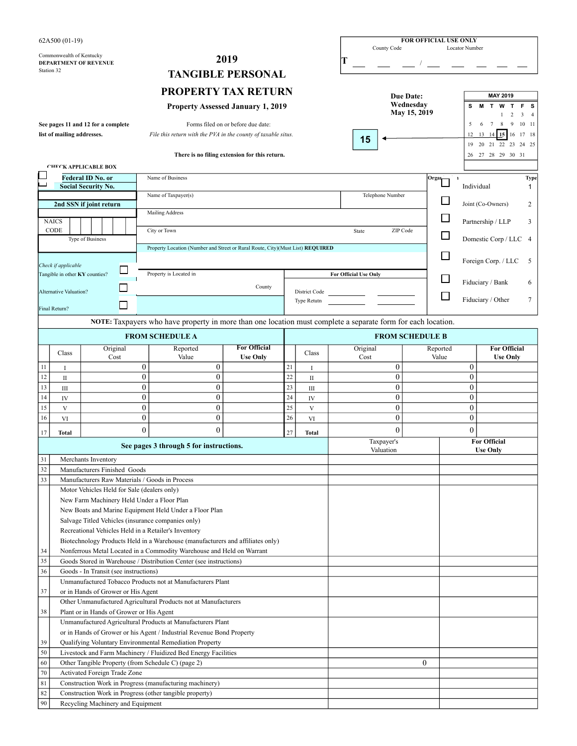62A500 (01-19)

Commonwealth of Kentucky
**DEPARTMENT OF REVENUE**
Station 32

# 2019
# TANGIBLE PERSONAL
# PROPERTY TAX RETURN

**Property Assessed January 1, 2019**

| FOR OFFICIAL USE ONLY | |
|---|---|
| County Code | Locator Number |
| T ___ ___ ___ / | ___ ___ ___ ___ ___ |

**Due Date:**
**Wednesday**
**May 15, 2019**

**15**

| MAY 2019 | | | | | | |
|---|---|---|---|---|---|---|
| S | M | T | W | T | F | S |
| | | | 1 | 2 | 3 | 4 |
| 5 | 6 | 7 | 8 | 9 | 10 | 11 |
| 12 | 13 | 14 | **15** | 16 | 17 | 18 |
| 19 | 20 | 21 | 22 | 23 | 24 | 25 |
| 26 | 27 | 28 | 29 | 30 | 31 | |

**See pages 11 and 12 for a complete list of mailing addresses.**

Forms filed on or before due date:
*File this return with the PVA in the county of taxable situs.*

**There is no filing extension for this return.**

**CHECK APPLICABLE BOX**

☐ **Federal ID No. or**
☐ **Social Security No.**

**2nd SSN if joint return**

NAICS CODE

Type of Business

Name of Business

Name of Taxpayer(s) | Telephone Number

Mailing Address

City or Town | State | ZIP Code

Property Location (Number and Street or Rural Route, City)(Must List) **REQUIRED**

*Check if applicable*
Tangible in other **KY** counties? ☐
Alternative Valuation? ☐
Final Return? ☐

Property is Located in ______ County

**For Official Use Only**
District Code ______ ______
Type Retutn ______ ______

| Organization | | Type |
|---|---|---|
| ☐ | Individual | 1 |
| ☐ | Joint (Co-Owners) | 2 |
| ☐ | Partnership / LLP | 3 |
| ☐ | Domestic Corp / LLC | 4 |
| ☐ | Foreign Corp. / LLC | 5 |
| ☐ | Fiduciary / Bank | 6 |
| ☐ | Fiduciary / Other | 7 |

**NOTE:** Taxpayers who have property in more than one location must complete a separate form for each location.

| **FROM SCHEDULE A** | | | | | **FROM SCHEDULE B** | | | | |
|---|---|---|---|---|---|---|---|---|---|
| | Class | Original Cost | Reported Value | **For Official Use Only** | | Class | Original Cost | Reported Value | **For Official Use Only** |
| 11 | I | 0 | 0 | | 21 | I | 0 | 0 | |
| 12 | II | 0 | 0 | | 22 | II | 0 | 0 | |
| 13 | III | 0 | 0 | | 23 | III | 0 | 0 | |
| 14 | IV | 0 | 0 | | 24 | IV | 0 | 0 | |
| 15 | V | 0 | 0 | | 25 | V | 0 | 0 | |
| 16 | VI | 0 | 0 | | 26 | VI | 0 | 0 | |
| 17 | **Total** | 0 | 0 | | 27 | **Total** | 0 | 0 | |

| | **See pages 3 through 5 for instructions.** | Taxpayer's Valuation | **For Official Use Only** |
|---|---|---|---|
| 31 | Merchants Inventory | | |
| 32 | Manufacturers Finished Goods | | |
| 33 | Manufacturers Raw Materials / Goods in Process | | |
| 34 | Motor Vehicles Held for Sale (dealers only)<br>New Farm Machinery Held Under a Floor Plan<br>New Boats and Marine Equipment Held Under a Floor Plan<br>Salvage Titled Vehicles (insurance companies only)<br>Recreational Vehicles Held in a Retailer's Inventory<br>Biotechnology Products Held in a Warehouse (manufacturers and affiliates only)<br>Nonferrous Metal Located in a Commodity Warehouse and Held on Warrant | | |
| 35 | Goods Stored in Warehouse / Distribution Center (see instructions) | | |
| 36 | Goods - In Transit (see instructions) | | |
| 37 | Unmanufactured Tobacco Products not at Manufacturers Plant or in Hands of Grower or His Agent | | |
| 38 | Other Unmanufactured Agricultural Products not at Manufacturers Plant or in Hands of Grower or His Agent | | |
| 39 | Unmanufactured Agricultural Products at Manufacturers Plant or in Hands of Grower or his Agent / Industrial Revenue Bond Property<br>Qualifying Voluntary Environmental Remediation Property | | |
| 50 | Livestock and Farm Machinery / Fluidized Bed Energy Facilities | | |
| 60 | Other Tangible Property (from Schedule C) (page 2) | 0 | |
| 70 | Activated Foreign Trade Zone | | |
| 81 | Construction Work in Progress (manufacturing machinery) | | |
| 82 | Construction Work in Progress (other tangible property) | | |
| 90 | Recycling Machinery and Equipment | | |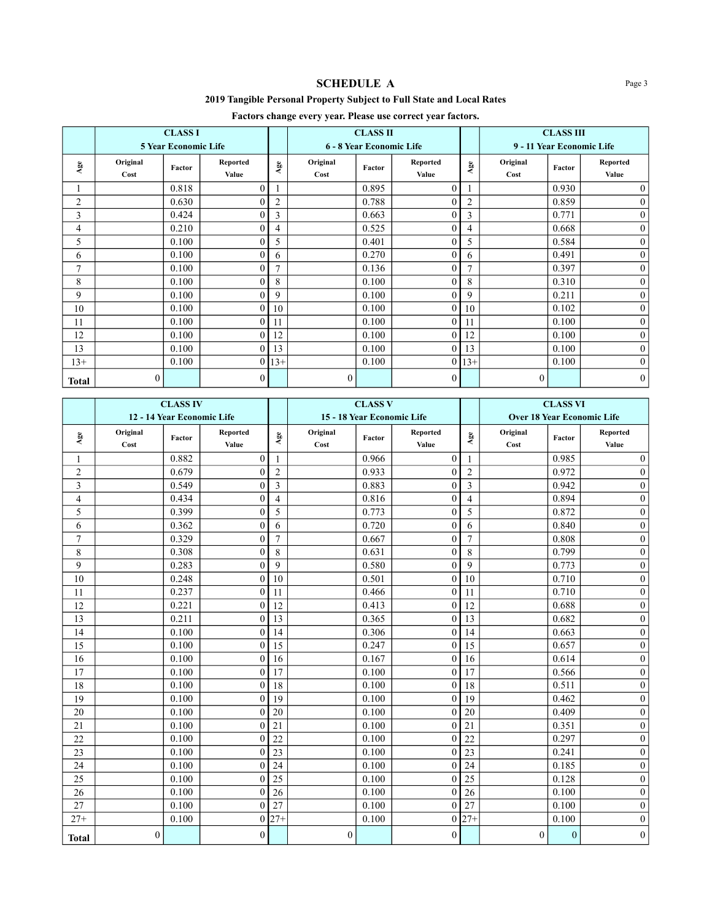## SCHEDULE A

**2019 Tangible Personal Property Subject to Full State and Local Rates**

**Factors change every year. Please use correct year factors.**

| | CLASS I 5 Year Economic Life | | | | CLASS II 6 - 8 Year Economic Life | | | | CLASS III 9 - 11 Year Economic Life | | |
|---|---|---|---|---|---|---|---|---|---|---|---|
| Age | Original Cost | Factor | Reported Value | Age | Original Cost | Factor | Reported Value | Age | Original Cost | Factor | Reported Value |
| 1 | | 0.818 | 0 | 1 | | 0.895 | 0 | 1 | | 0.930 | 0 |
| 2 | | 0.630 | 0 | 2 | | 0.788 | 0 | 2 | | 0.859 | 0 |
| 3 | | 0.424 | 0 | 3 | | 0.663 | 0 | 3 | | 0.771 | 0 |
| 4 | | 0.210 | 0 | 4 | | 0.525 | 0 | 4 | | 0.668 | 0 |
| 5 | | 0.100 | 0 | 5 | | 0.401 | 0 | 5 | | 0.584 | 0 |
| 6 | | 0.100 | 0 | 6 | | 0.270 | 0 | 6 | | 0.491 | 0 |
| 7 | | 0.100 | 0 | 7 | | 0.136 | 0 | 7 | | 0.397 | 0 |
| 8 | | 0.100 | 0 | 8 | | 0.100 | 0 | 8 | | 0.310 | 0 |
| 9 | | 0.100 | 0 | 9 | | 0.100 | 0 | 9 | | 0.211 | 0 |
| 10 | | 0.100 | 0 | 10 | | 0.100 | 0 | 10 | | 0.102 | 0 |
| 11 | | 0.100 | 0 | 11 | | 0.100 | 0 | 11 | | 0.100 | 0 |
| 12 | | 0.100 | 0 | 12 | | 0.100 | 0 | 12 | | 0.100 | 0 |
| 13 | | 0.100 | 0 | 13 | | 0.100 | 0 | 13 | | 0.100 | 0 |
| 13+ | | 0.100 | 0 | 13+ | | 0.100 | 0 | 13+ | | 0.100 | 0 |
| **Total** | 0 | | 0 | | 0 | | 0 | | 0 | | 0 |

| | CLASS IV 12 - 14 Year Economic Life | | | | CLASS V 15 - 18 Year Economic Life | | | | CLASS VI Over 18 Year Economic Life | | |
|---|---|---|---|---|---|---|---|---|---|---|---|
| Age | Original Cost | Factor | Reported Value | Age | Original Cost | Factor | Reported Value | Age | Original Cost | Factor | Reported Value |
| 1 | | 0.882 | 0 | 1 | | 0.966 | 0 | 1 | | 0.985 | 0 |
| 2 | | 0.679 | 0 | 2 | | 0.933 | 0 | 2 | | 0.972 | 0 |
| 3 | | 0.549 | 0 | 3 | | 0.883 | 0 | 3 | | 0.942 | 0 |
| 4 | | 0.434 | 0 | 4 | | 0.816 | 0 | 4 | | 0.894 | 0 |
| 5 | | 0.399 | 0 | 5 | | 0.773 | 0 | 5 | | 0.872 | 0 |
| 6 | | 0.362 | 0 | 6 | | 0.720 | 0 | 6 | | 0.840 | 0 |
| 7 | | 0.329 | 0 | 7 | | 0.667 | 0 | 7 | | 0.808 | 0 |
| 8 | | 0.308 | 0 | 8 | | 0.631 | 0 | 8 | | 0.799 | 0 |
| 9 | | 0.283 | 0 | 9 | | 0.580 | 0 | 9 | | 0.773 | 0 |
| 10 | | 0.248 | 0 | 10 | | 0.501 | 0 | 10 | | 0.710 | 0 |
| 11 | | 0.237 | 0 | 11 | | 0.466 | 0 | 11 | | 0.710 | 0 |
| 12 | | 0.221 | 0 | 12 | | 0.413 | 0 | 12 | | 0.688 | 0 |
| 13 | | 0.211 | 0 | 13 | | 0.365 | 0 | 13 | | 0.682 | 0 |
| 14 | | 0.100 | 0 | 14 | | 0.306 | 0 | 14 | | 0.663 | 0 |
| 15 | | 0.100 | 0 | 15 | | 0.247 | 0 | 15 | | 0.657 | 0 |
| 16 | | 0.100 | 0 | 16 | | 0.167 | 0 | 16 | | 0.614 | 0 |
| 17 | | 0.100 | 0 | 17 | | 0.100 | 0 | 17 | | 0.566 | 0 |
| 18 | | 0.100 | 0 | 18 | | 0.100 | 0 | 18 | | 0.511 | 0 |
| 19 | | 0.100 | 0 | 19 | | 0.100 | 0 | 19 | | 0.462 | 0 |
| 20 | | 0.100 | 0 | 20 | | 0.100 | 0 | 20 | | 0.409 | 0 |
| 21 | | 0.100 | 0 | 21 | | 0.100 | 0 | 21 | | 0.351 | 0 |
| 22 | | 0.100 | 0 | 22 | | 0.100 | 0 | 22 | | 0.297 | 0 |
| 23 | | 0.100 | 0 | 23 | | 0.100 | 0 | 23 | | 0.241 | 0 |
| 24 | | 0.100 | 0 | 24 | | 0.100 | 0 | 24 | | 0.185 | 0 |
| 25 | | 0.100 | 0 | 25 | | 0.100 | 0 | 25 | | 0.128 | 0 |
| 26 | | 0.100 | 0 | 26 | | 0.100 | 0 | 26 | | 0.100 | 0 |
| 27 | | 0.100 | 0 | 27 | | 0.100 | 0 | 27 | | 0.100 | 0 |
| 27+ | | 0.100 | 0 | 27+ | | 0.100 | 0 | 27+ | | 0.100 | 0 |
| **Total** | 0 | | 0 | | 0 | | 0 | | 0 | 0 | 0 |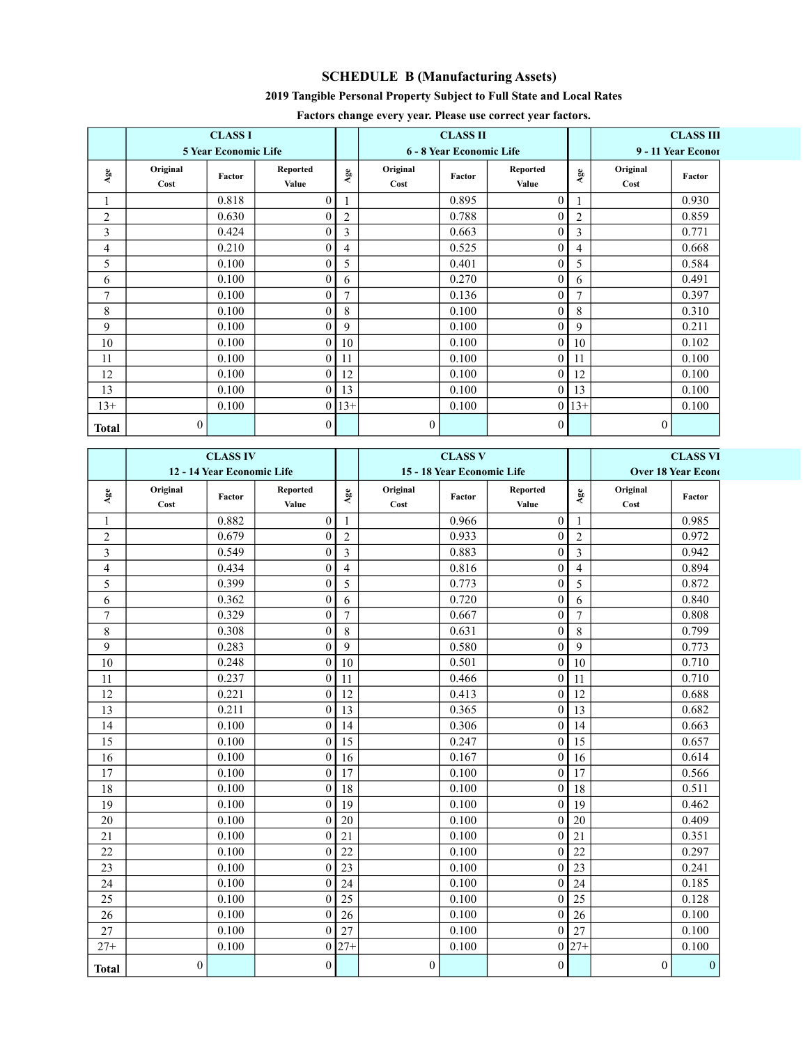# SCHEDULE B (Manufacturing Assets)

**2019 Tangible Personal Property Subject to Full State and Local Rates**

**Factors change every year. Please use correct year factors.**

| | CLASS I 5 Year Economic Life | | | | CLASS II 6 - 8 Year Economic Life | | | | CLASS III 9 - 11 Year Econor | |
|---|---|---|---|---|---|---|---|---|---|---|
| Age | Original Cost | Factor | Reported Value | Age | Original Cost | Factor | Reported Value | Age | Original Cost | Factor |
| 1 | | 0.818 | 0 | 1 | | 0.895 | 0 | 1 | | 0.930 |
| 2 | | 0.630 | 0 | 2 | | 0.788 | 0 | 2 | | 0.859 |
| 3 | | 0.424 | 0 | 3 | | 0.663 | 0 | 3 | | 0.771 |
| 4 | | 0.210 | 0 | 4 | | 0.525 | 0 | 4 | | 0.668 |
| 5 | | 0.100 | 0 | 5 | | 0.401 | 0 | 5 | | 0.584 |
| 6 | | 0.100 | 0 | 6 | | 0.270 | 0 | 6 | | 0.491 |
| 7 | | 0.100 | 0 | 7 | | 0.136 | 0 | 7 | | 0.397 |
| 8 | | 0.100 | 0 | 8 | | 0.100 | 0 | 8 | | 0.310 |
| 9 | | 0.100 | 0 | 9 | | 0.100 | 0 | 9 | | 0.211 |
| 10 | | 0.100 | 0 | 10 | | 0.100 | 0 | 10 | | 0.102 |
| 11 | | 0.100 | 0 | 11 | | 0.100 | 0 | 11 | | 0.100 |
| 12 | | 0.100 | 0 | 12 | | 0.100 | 0 | 12 | | 0.100 |
| 13 | | 0.100 | 0 | 13 | | 0.100 | 0 | 13 | | 0.100 |
| 13+ | | 0.100 | 0 | 13+ | | 0.100 | 0 | 13+ | | 0.100 |
| **Total** | 0 | | 0 | | 0 | | 0 | | 0 | |

| | CLASS IV 12 - 14 Year Economic Life | | | | CLASS V 15 - 18 Year Economic Life | | | | CLASS VI Over 18 Year Econ | |
|---|---|---|---|---|---|---|---|---|---|---|
| Age | Original Cost | Factor | Reported Value | Age | Original Cost | Factor | Reported Value | Age | Original Cost | Factor |
| 1 | | 0.882 | 0 | 1 | | 0.966 | 0 | 1 | | 0.985 |
| 2 | | 0.679 | 0 | 2 | | 0.933 | 0 | 2 | | 0.972 |
| 3 | | 0.549 | 0 | 3 | | 0.883 | 0 | 3 | | 0.942 |
| 4 | | 0.434 | 0 | 4 | | 0.816 | 0 | 4 | | 0.894 |
| 5 | | 0.399 | 0 | 5 | | 0.773 | 0 | 5 | | 0.872 |
| 6 | | 0.362 | 0 | 6 | | 0.720 | 0 | 6 | | 0.840 |
| 7 | | 0.329 | 0 | 7 | | 0.667 | 0 | 7 | | 0.808 |
| 8 | | 0.308 | 0 | 8 | | 0.631 | 0 | 8 | | 0.799 |
| 9 | | 0.283 | 0 | 9 | | 0.580 | 0 | 9 | | 0.773 |
| 10 | | 0.248 | 0 | 10 | | 0.501 | 0 | 10 | | 0.710 |
| 11 | | 0.237 | 0 | 11 | | 0.466 | 0 | 11 | | 0.710 |
| 12 | | 0.221 | 0 | 12 | | 0.413 | 0 | 12 | | 0.688 |
| 13 | | 0.211 | 0 | 13 | | 0.365 | 0 | 13 | | 0.682 |
| 14 | | 0.100 | 0 | 14 | | 0.306 | 0 | 14 | | 0.663 |
| 15 | | 0.100 | 0 | 15 | | 0.247 | 0 | 15 | | 0.657 |
| 16 | | 0.100 | 0 | 16 | | 0.167 | 0 | 16 | | 0.614 |
| 17 | | 0.100 | 0 | 17 | | 0.100 | 0 | 17 | | 0.566 |
| 18 | | 0.100 | 0 | 18 | | 0.100 | 0 | 18 | | 0.511 |
| 19 | | 0.100 | 0 | 19 | | 0.100 | 0 | 19 | | 0.462 |
| 20 | | 0.100 | 0 | 20 | | 0.100 | 0 | 20 | | 0.409 |
| 21 | | 0.100 | 0 | 21 | | 0.100 | 0 | 21 | | 0.351 |
| 22 | | 0.100 | 0 | 22 | | 0.100 | 0 | 22 | | 0.297 |
| 23 | | 0.100 | 0 | 23 | | 0.100 | 0 | 23 | | 0.241 |
| 24 | | 0.100 | 0 | 24 | | 0.100 | 0 | 24 | | 0.185 |
| 25 | | 0.100 | 0 | 25 | | 0.100 | 0 | 25 | | 0.128 |
| 26 | | 0.100 | 0 | 26 | | 0.100 | 0 | 26 | | 0.100 |
| 27 | | 0.100 | 0 | 27 | | 0.100 | 0 | 27 | | 0.100 |
| 27+ | | 0.100 | 0 | 27+ | | 0.100 | 0 | 27+ | | 0.100 |
| **Total** | 0 | | 0 | | 0 | | 0 | | 0 | 0 |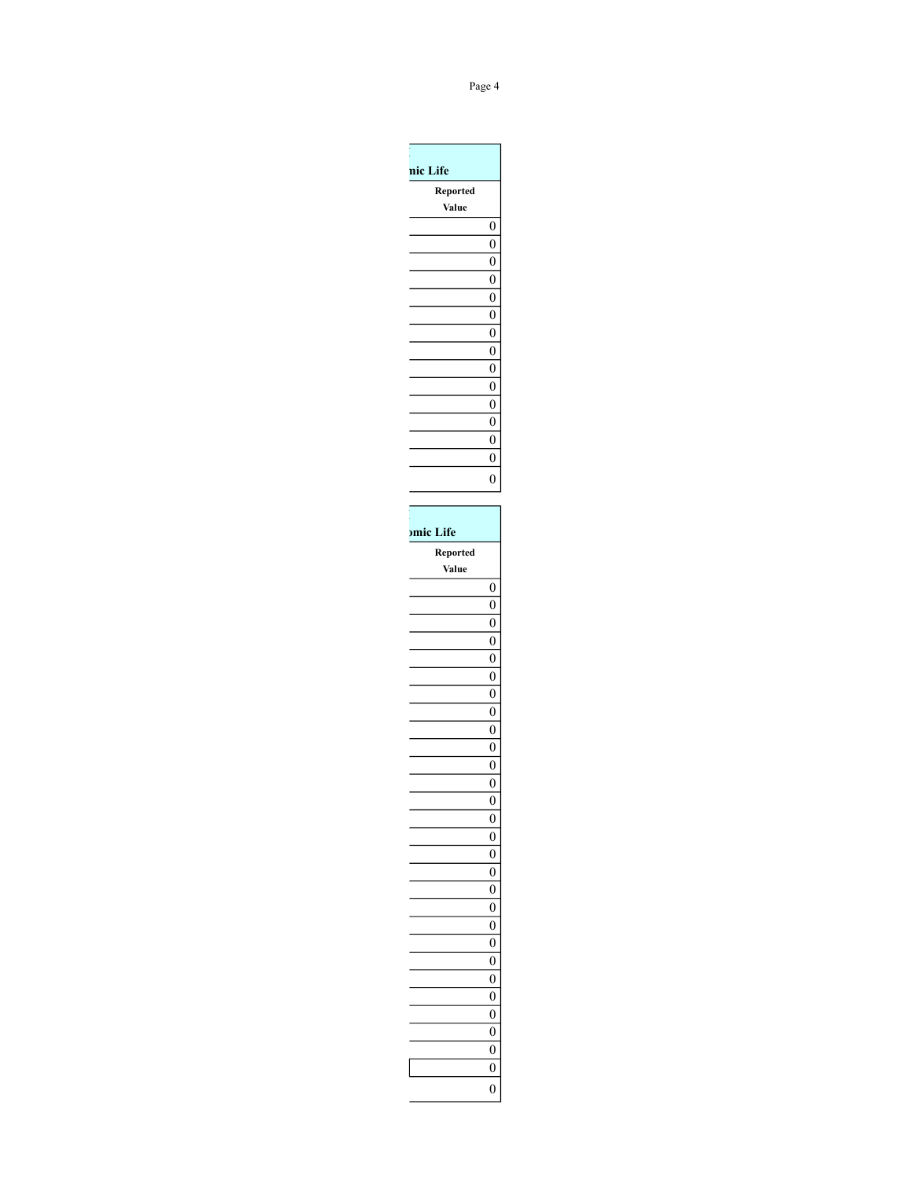| mic Life |
| --- |
| Reported Value |
| 0 |
| 0 |
| 0 |
| 0 |
| 0 |
| 0 |
| 0 |
| 0 |
| 0 |
| 0 |
| 0 |
| 0 |
| 0 |
| 0 |
| 0 |

| omic Life |
| --- |
| Reported Value |
| 0 |
| 0 |
| 0 |
| 0 |
| 0 |
| 0 |
| 0 |
| 0 |
| 0 |
| 0 |
| 0 |
| 0 |
| 0 |
| 0 |
| 0 |
| 0 |
| 0 |
| 0 |
| 0 |
| 0 |
| 0 |
| 0 |
| 0 |
| 0 |
| 0 |
| 0 |
| 0 |
| 0 |
| 0 |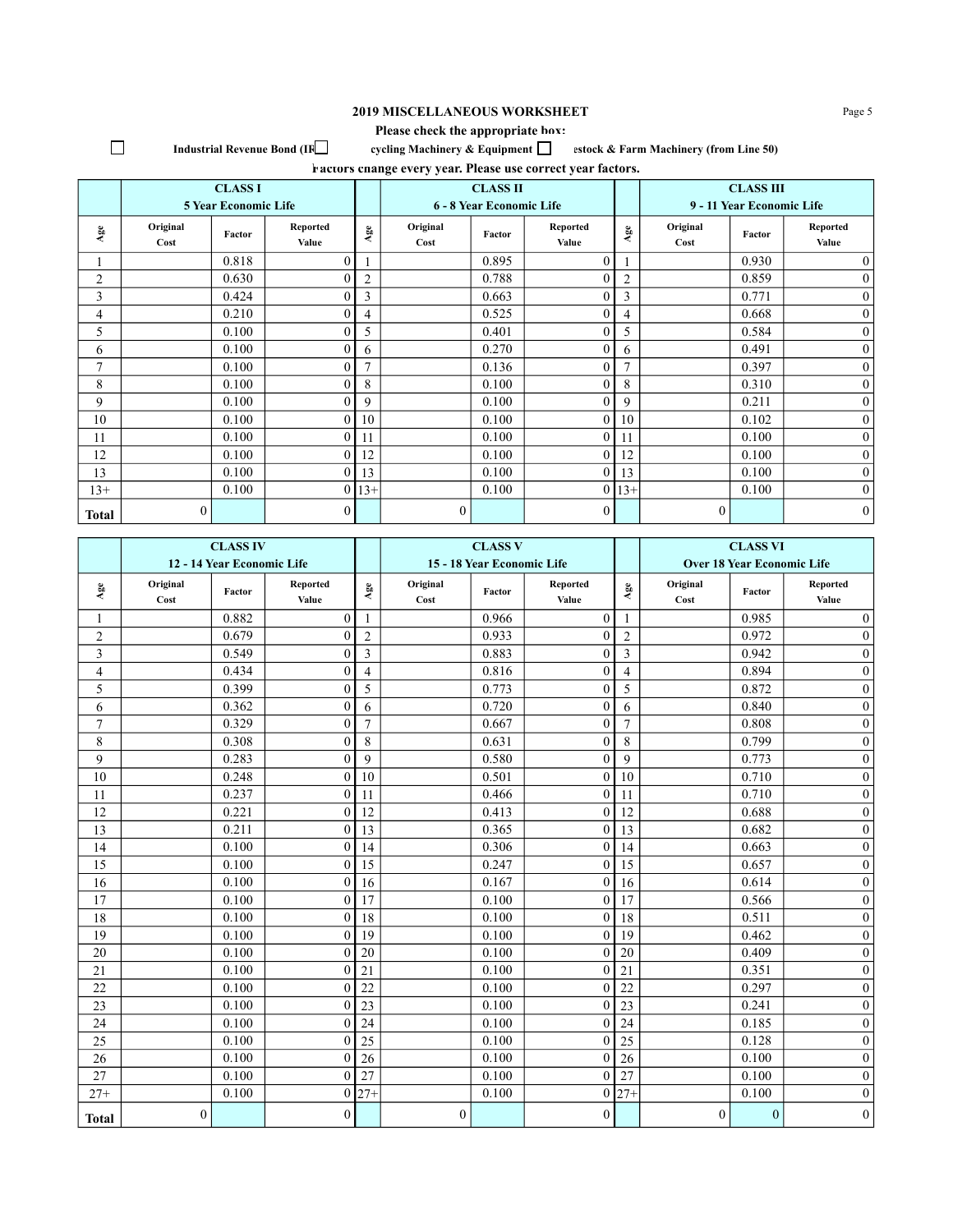# 2019 MISCELLANEOUS WORKSHEET

**Please check the appropriate box:**

☐ **Industrial Revenue Bond (IR** ☐ **cycling Machinery & Equipment** ☐ **estock & Farm Machinery (from Line 50)**

**Factors change every year. Please use correct year factors.**

| | CLASS I 5 Year Economic Life | | | | CLASS II 6 - 8 Year Economic Life | | | | CLASS III 9 - 11 Year Economic Life | | |
|---|---|---|---|---|---|---|---|---|---|---|---|
| Age | Original Cost | Factor | Reported Value | Age | Original Cost | Factor | Reported Value | Age | Original Cost | Factor | Reported Value |
| 1 | | 0.818 | 0 | 1 | | 0.895 | 0 | 1 | | 0.930 | 0 |
| 2 | | 0.630 | 0 | 2 | | 0.788 | 0 | 2 | | 0.859 | 0 |
| 3 | | 0.424 | 0 | 3 | | 0.663 | 0 | 3 | | 0.771 | 0 |
| 4 | | 0.210 | 0 | 4 | | 0.525 | 0 | 4 | | 0.668 | 0 |
| 5 | | 0.100 | 0 | 5 | | 0.401 | 0 | 5 | | 0.584 | 0 |
| 6 | | 0.100 | 0 | 6 | | 0.270 | 0 | 6 | | 0.491 | 0 |
| 7 | | 0.100 | 0 | 7 | | 0.136 | 0 | 7 | | 0.397 | 0 |
| 8 | | 0.100 | 0 | 8 | | 0.100 | 0 | 8 | | 0.310 | 0 |
| 9 | | 0.100 | 0 | 9 | | 0.100 | 0 | 9 | | 0.211 | 0 |
| 10 | | 0.100 | 0 | 10 | | 0.100 | 0 | 10 | | 0.102 | 0 |
| 11 | | 0.100 | 0 | 11 | | 0.100 | 0 | 11 | | 0.100 | 0 |
| 12 | | 0.100 | 0 | 12 | | 0.100 | 0 | 12 | | 0.100 | 0 |
| 13 | | 0.100 | 0 | 13 | | 0.100 | 0 | 13 | | 0.100 | 0 |
| 13+ | | 0.100 | 0 | 13+ | | 0.100 | 0 | 13+ | | 0.100 | 0 |
| **Total** | 0 | | 0 | | 0 | | 0 | | 0 | | 0 |

| | CLASS IV 12 - 14 Year Economic Life | | | | CLASS V 15 - 18 Year Economic Life | | | | CLASS VI Over 18 Year Economic Life | | |
|---|---|---|---|---|---|---|---|---|---|---|---|
| Age | Original Cost | Factor | Reported Value | Age | Original Cost | Factor | Reported Value | Age | Original Cost | Factor | Reported Value |
| 1 | | 0.882 | 0 | 1 | | 0.966 | 0 | 1 | | 0.985 | 0 |
| 2 | | 0.679 | 0 | 2 | | 0.933 | 0 | 2 | | 0.972 | 0 |
| 3 | | 0.549 | 0 | 3 | | 0.883 | 0 | 3 | | 0.942 | 0 |
| 4 | | 0.434 | 0 | 4 | | 0.816 | 0 | 4 | | 0.894 | 0 |
| 5 | | 0.399 | 0 | 5 | | 0.773 | 0 | 5 | | 0.872 | 0 |
| 6 | | 0.362 | 0 | 6 | | 0.720 | 0 | 6 | | 0.840 | 0 |
| 7 | | 0.329 | 0 | 7 | | 0.667 | 0 | 7 | | 0.808 | 0 |
| 8 | | 0.308 | 0 | 8 | | 0.631 | 0 | 8 | | 0.799 | 0 |
| 9 | | 0.283 | 0 | 9 | | 0.580 | 0 | 9 | | 0.773 | 0 |
| 10 | | 0.248 | 0 | 10 | | 0.501 | 0 | 10 | | 0.710 | 0 |
| 11 | | 0.237 | 0 | 11 | | 0.466 | 0 | 11 | | 0.710 | 0 |
| 12 | | 0.221 | 0 | 12 | | 0.413 | 0 | 12 | | 0.688 | 0 |
| 13 | | 0.211 | 0 | 13 | | 0.365 | 0 | 13 | | 0.682 | 0 |
| 14 | | 0.100 | 0 | 14 | | 0.306 | 0 | 14 | | 0.663 | 0 |
| 15 | | 0.100 | 0 | 15 | | 0.247 | 0 | 15 | | 0.657 | 0 |
| 16 | | 0.100 | 0 | 16 | | 0.167 | 0 | 16 | | 0.614 | 0 |
| 17 | | 0.100 | 0 | 17 | | 0.100 | 0 | 17 | | 0.566 | 0 |
| 18 | | 0.100 | 0 | 18 | | 0.100 | 0 | 18 | | 0.511 | 0 |
| 19 | | 0.100 | 0 | 19 | | 0.100 | 0 | 19 | | 0.462 | 0 |
| 20 | | 0.100 | 0 | 20 | | 0.100 | 0 | 20 | | 0.409 | 0 |
| 21 | | 0.100 | 0 | 21 | | 0.100 | 0 | 21 | | 0.351 | 0 |
| 22 | | 0.100 | 0 | 22 | | 0.100 | 0 | 22 | | 0.297 | 0 |
| 23 | | 0.100 | 0 | 23 | | 0.100 | 0 | 23 | | 0.241 | 0 |
| 24 | | 0.100 | 0 | 24 | | 0.100 | 0 | 24 | | 0.185 | 0 |
| 25 | | 0.100 | 0 | 25 | | 0.100 | 0 | 25 | | 0.128 | 0 |
| 26 | | 0.100 | 0 | 26 | | 0.100 | 0 | 26 | | 0.100 | 0 |
| 27 | | 0.100 | 0 | 27 | | 0.100 | 0 | 27 | | 0.100 | 0 |
| 27+ | | 0.100 | 0 | 27+ | | 0.100 | 0 | 27+ | | 0.100 | 0 |
| **Total** | 0 | | 0 | | 0 | | 0 | | 0 | 0 | 0 |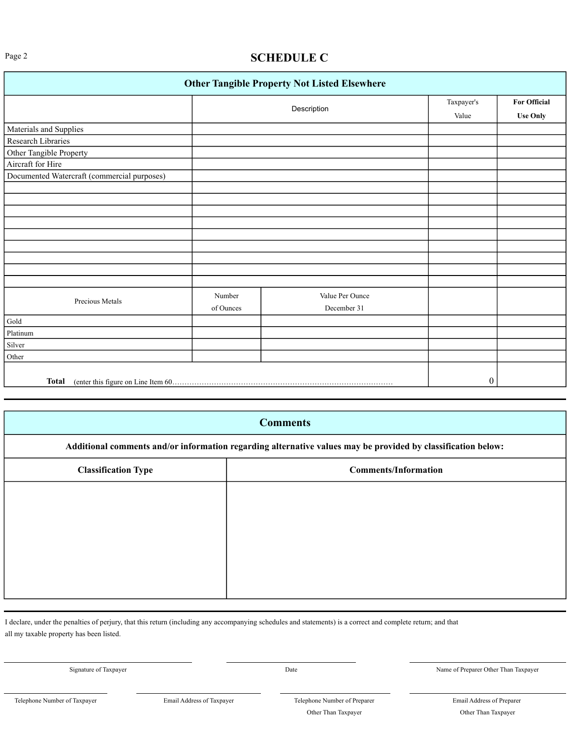# SCHEDULE C

| Other Tangible Property Not Listed Elsewhere | | | | |
|---|---|---|---|---|
| | Description | | Taxpayer's Value | For Official Use Only |
| Materials and Supplies | | | | |
| Research Libraries | | | | |
| Other Tangible Property | | | | |
| Aircraft for Hire | | | | |
| Documented Watercraft (commercial purposes) | | | | |
| | | | | |
| | | | | |
| | | | | |
| | | | | |
| | | | | |
| | | | | |
| | | | | |
| | | | | |
| | | | | |
| Precious Metals | Number of Ounces | Value Per Ounce December 31 | | |
| Gold | | | | |
| Platinum | | | | |
| Silver | | | | |
| Other | | | | |
| **Total** (enter this figure on Line Item 60……… | | | 0 | |

## Comments

**Additional comments and/or information regarding alternative values may be provided by classification below:**

| Classification Type | Comments/Information |
|---|---|
| | |

I declare, under the penalties of perjury, that this return (including any accompanying schedules and statements) is a correct and complete return; and that all my taxable property has been listed.

| Signature of Taxpayer | Date | Name of Preparer Other Than Taxpayer |
|---|---|---|
| | | |

| Telephone Number of Taxpayer | Email Address of Taxpayer | Telephone Number of Preparer Other Than Taxpayer | Email Address of Preparer Other Than Taxpayer |
|---|---|---|---|
| | | | |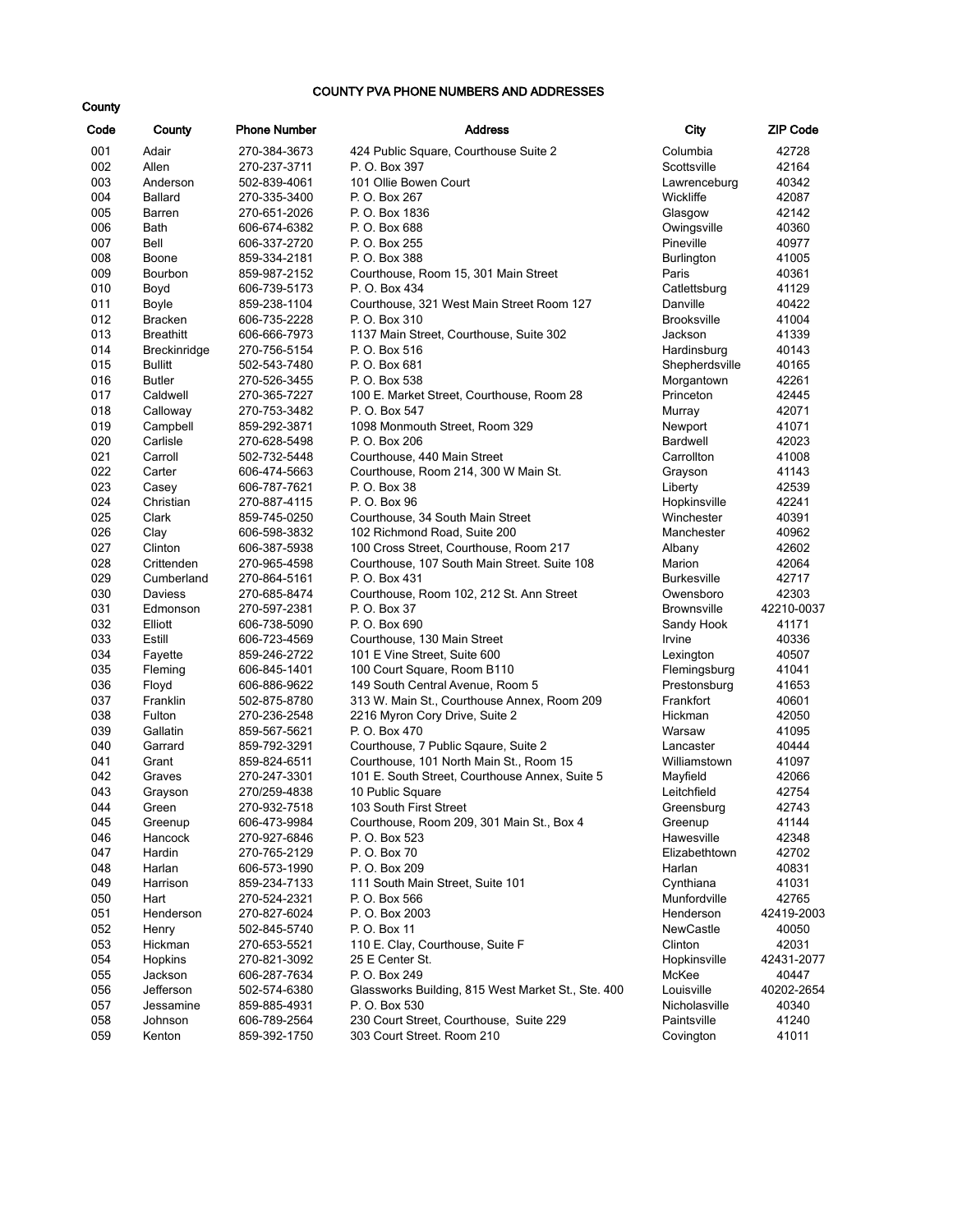# COUNTY PVA PHONE NUMBERS AND ADDRESSES

| County Code | County | Phone Number | Address | City | ZIP Code |
|---|---|---|---|---|---|
| 001 | Adair | 270-384-3673 | 424 Public Square, Courthouse Suite 2 | Columbia | 42728 |
| 002 | Allen | 270-237-3711 | P. O. Box 397 | Scottsville | 42164 |
| 003 | Anderson | 502-839-4061 | 101 Ollie Bowen Court | Lawrenceburg | 40342 |
| 004 | Ballard | 270-335-3400 | P. O. Box 267 | Wickliffe | 42087 |
| 005 | Barren | 270-651-2026 | P. O. Box 1836 | Glasgow | 42142 |
| 006 | Bath | 606-674-6382 | P. O. Box 688 | Owingsville | 40360 |
| 007 | Bell | 606-337-2720 | P. O. Box 255 | Pineville | 40977 |
| 008 | Boone | 859-334-2181 | P. O. Box 388 | Burlington | 41005 |
| 009 | Bourbon | 859-987-2152 | Courthouse, Room 15, 301 Main Street | Paris | 40361 |
| 010 | Boyd | 606-739-5173 | P. O. Box 434 | Catlettsburg | 41129 |
| 011 | Boyle | 859-238-1104 | Courthouse, 321 West Main Street Room 127 | Danville | 40422 |
| 012 | Bracken | 606-735-2228 | P. O. Box 310 | Brooksville | 41004 |
| 013 | Breathitt | 606-666-7973 | 1137 Main Street, Courthouse, Suite 302 | Jackson | 41339 |
| 014 | Breckinridge | 270-756-5154 | P. O. Box 516 | Hardinsburg | 40143 |
| 015 | Bullitt | 502-543-7480 | P. O. Box 681 | Shepherdsville | 40165 |
| 016 | Butler | 270-526-3455 | P. O. Box 538 | Morgantown | 42261 |
| 017 | Caldwell | 270-365-7227 | 100 E. Market Street, Courthouse, Room 28 | Princeton | 42445 |
| 018 | Calloway | 270-753-3482 | P. O. Box 547 | Murray | 42071 |
| 019 | Campbell | 859-292-3871 | 1098 Monmouth Street, Room 329 | Newport | 41071 |
| 020 | Carlisle | 270-628-5498 | P. O. Box 206 | Bardwell | 42023 |
| 021 | Carroll | 502-732-5448 | Courthouse, 440 Main Street | Carrollton | 41008 |
| 022 | Carter | 606-474-5663 | Courthouse, Room 214, 300 W Main St. | Grayson | 41143 |
| 023 | Casey | 606-787-7621 | P. O. Box 38 | Liberty | 42539 |
| 024 | Christian | 270-887-4115 | P. O. Box 96 | Hopkinsville | 42241 |
| 025 | Clark | 859-745-0250 | Courthouse, 34 South Main Street | Winchester | 40391 |
| 026 | Clay | 606-598-3832 | 102 Richmond Road, Suite 200 | Manchester | 40962 |
| 027 | Clinton | 606-387-5938 | 100 Cross Street, Courthouse, Room 217 | Albany | 42602 |
| 028 | Crittenden | 270-965-4598 | Courthouse, 107 South Main Street. Suite 108 | Marion | 42064 |
| 029 | Cumberland | 270-864-5161 | P. O. Box 431 | Burkesville | 42717 |
| 030 | Daviess | 270-685-8474 | Courthouse, Room 102, 212 St. Ann Street | Owensboro | 42303 |
| 031 | Edmonson | 270-597-2381 | P. O. Box 37 | Brownsville | 42210-0037 |
| 032 | Elliott | 606-738-5090 | P. O. Box 690 | Sandy Hook | 41171 |
| 033 | Estill | 606-723-4569 | Courthouse, 130 Main Street | Irvine | 40336 |
| 034 | Fayette | 859-246-2722 | 101 E Vine Street, Suite 600 | Lexington | 40507 |
| 035 | Fleming | 606-845-1401 | 100 Court Square, Room B110 | Flemingsburg | 41041 |
| 036 | Floyd | 606-886-9622 | 149 South Central Avenue, Room 5 | Prestonsburg | 41653 |
| 037 | Franklin | 502-875-8780 | 313 W. Main St., Courthouse Annex, Room 209 | Frankfort | 40601 |
| 038 | Fulton | 270-236-2548 | 2216 Myron Cory Drive, Suite 2 | Hickman | 42050 |
| 039 | Gallatin | 859-567-5621 | P. O. Box 470 | Warsaw | 41095 |
| 040 | Garrard | 859-792-3291 | Courthouse, 7 Public Sqaure, Suite 2 | Lancaster | 40444 |
| 041 | Grant | 859-824-6511 | Courthouse, 101 North Main St., Room 15 | Williamstown | 41097 |
| 042 | Graves | 270-247-3301 | 101 E. South Street, Courthouse Annex, Suite 5 | Mayfield | 42066 |
| 043 | Grayson | 270/259-4838 | 10 Public Square | Leitchfield | 42754 |
| 044 | Green | 270-932-7518 | 103 South First Street | Greensburg | 42743 |
| 045 | Greenup | 606-473-9984 | Courthouse, Room 209, 301 Main St., Box 4 | Greenup | 41144 |
| 046 | Hancock | 270-927-6846 | P. O. Box 523 | Hawesville | 42348 |
| 047 | Hardin | 270-765-2129 | P. O. Box 70 | Elizabethtown | 42702 |
| 048 | Harlan | 606-573-1990 | P. O. Box 209 | Harlan | 40831 |
| 049 | Harrison | 859-234-7133 | 111 South Main Street, Suite 101 | Cynthiana | 41031 |
| 050 | Hart | 270-524-2321 | P. O. Box 566 | Munfordville | 42765 |
| 051 | Henderson | 270-827-6024 | P. O. Box 2003 | Henderson | 42419-2003 |
| 052 | Henry | 502-845-5740 | P. O. Box 11 | NewCastle | 40050 |
| 053 | Hickman | 270-653-5521 | 110 E. Clay, Courthouse, Suite F | Clinton | 42031 |
| 054 | Hopkins | 270-821-3092 | 25 E Center St. | Hopkinsville | 42431-2077 |
| 055 | Jackson | 606-287-7634 | P. O. Box 249 | McKee | 40447 |
| 056 | Jefferson | 502-574-6380 | Glassworks Building, 815 West Market St., Ste. 400 | Louisville | 40202-2654 |
| 057 | Jessamine | 859-885-4931 | P. O. Box 530 | Nicholasville | 40340 |
| 058 | Johnson | 606-789-2564 | 230 Court Street, Courthouse, Suite 229 | Paintsville | 41240 |
| 059 | Kenton | 859-392-1750 | 303 Court Street. Room 210 | Covington | 41011 |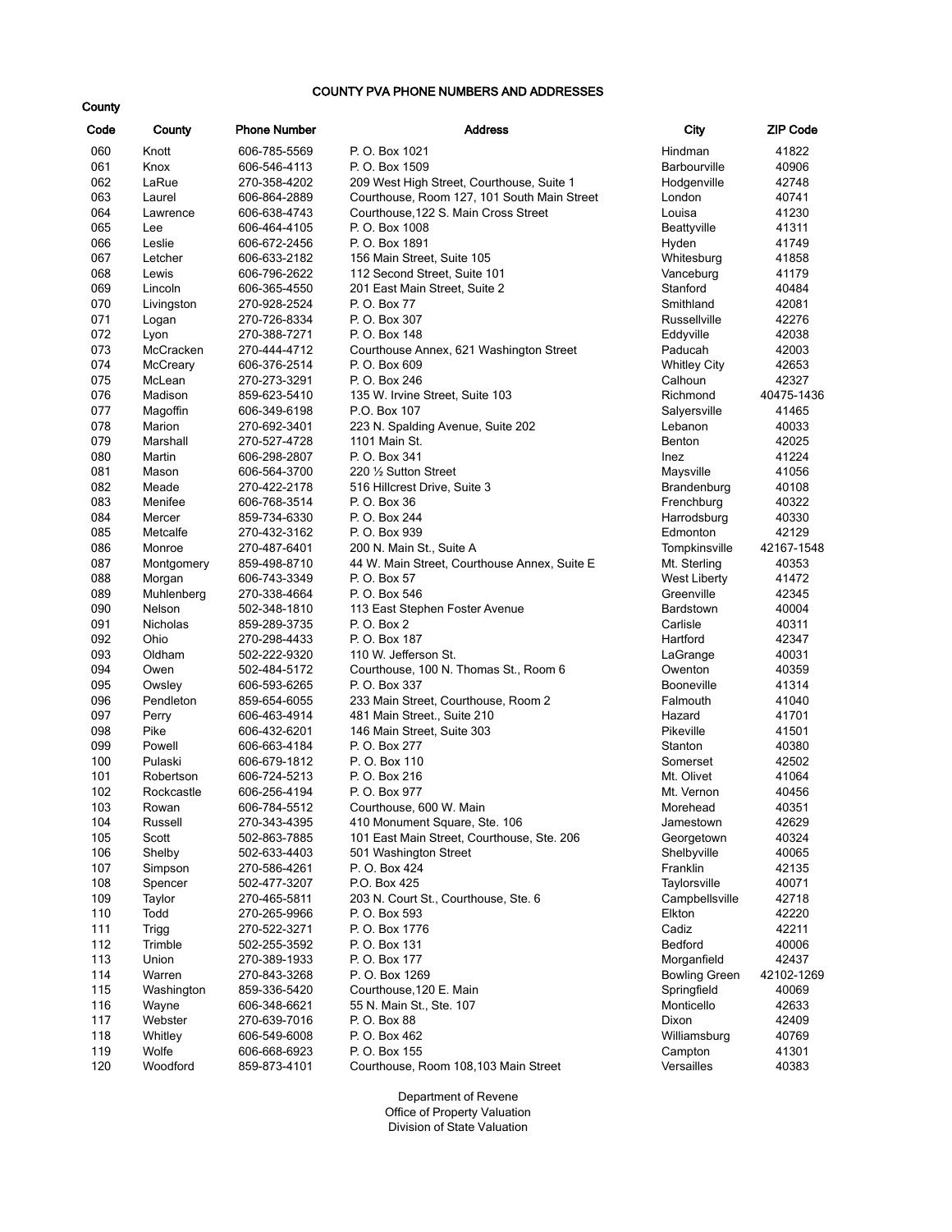# COUNTY PVA PHONE NUMBERS AND ADDRESSES

| County Code | County | Phone Number | Address | City | ZIP Code |
|---|---|---|---|---|---|
| 060 | Knott | 606-785-5569 | P. O. Box 1021 | Hindman | 41822 |
| 061 | Knox | 606-546-4113 | P. O. Box 1509 | Barbourville | 40906 |
| 062 | LaRue | 270-358-4202 | 209 West High Street, Courthouse, Suite 1 | Hodgenville | 42748 |
| 063 | Laurel | 606-864-2889 | Courthouse, Room 127, 101 South Main Street | London | 40741 |
| 064 | Lawrence | 606-638-4743 | Courthouse,122 S. Main Cross Street | Louisa | 41230 |
| 065 | Lee | 606-464-4105 | P. O. Box 1008 | Beattyville | 41311 |
| 066 | Leslie | 606-672-2456 | P. O. Box 1891 | Hyden | 41749 |
| 067 | Letcher | 606-633-2182 | 156 Main Street, Suite 105 | Whitesburg | 41858 |
| 068 | Lewis | 606-796-2622 | 112 Second Street, Suite 101 | Vanceburg | 41179 |
| 069 | Lincoln | 606-365-4550 | 201 East Main Street, Suite 2 | Stanford | 40484 |
| 070 | Livingston | 270-928-2524 | P. O. Box 77 | Smithland | 42081 |
| 071 | Logan | 270-726-8334 | P. O. Box 307 | Russellville | 42276 |
| 072 | Lyon | 270-388-7271 | P. O. Box 148 | Eddyville | 42038 |
| 073 | McCracken | 270-444-4712 | Courthouse Annex, 621 Washington Street | Paducah | 42003 |
| 074 | McCreary | 606-376-2514 | P. O. Box 609 | Whitley City | 42653 |
| 075 | McLean | 270-273-3291 | P. O. Box 246 | Calhoun | 42327 |
| 076 | Madison | 859-623-5410 | 135 W. Irvine Street, Suite 103 | Richmond | 40475-1436 |
| 077 | Magoffin | 606-349-6198 | P.O. Box 107 | Salyersville | 41465 |
| 078 | Marion | 270-692-3401 | 223 N. Spalding Avenue, Suite 202 | Lebanon | 40033 |
| 079 | Marshall | 270-527-4728 | 1101 Main St. | Benton | 42025 |
| 080 | Martin | 606-298-2807 | P. O. Box 341 | Inez | 41224 |
| 081 | Mason | 606-564-3700 | 220 ½ Sutton Street | Maysville | 41056 |
| 082 | Meade | 270-422-2178 | 516 Hillcrest Drive, Suite 3 | Brandenburg | 40108 |
| 083 | Menifee | 606-768-3514 | P. O. Box 36 | Frenchburg | 40322 |
| 084 | Mercer | 859-734-6330 | P. O. Box 244 | Harrodsburg | 40330 |
| 085 | Metcalfe | 270-432-3162 | P. O. Box 939 | Edmonton | 42129 |
| 086 | Monroe | 270-487-6401 | 200 N. Main St., Suite A | Tompkinsville | 42167-1548 |
| 087 | Montgomery | 859-498-8710 | 44 W. Main Street, Courthouse Annex, Suite E | Mt. Sterling | 40353 |
| 088 | Morgan | 606-743-3349 | P. O. Box 57 | West Liberty | 41472 |
| 089 | Muhlenberg | 270-338-4664 | P. O. Box 546 | Greenville | 42345 |
| 090 | Nelson | 502-348-1810 | 113 East Stephen Foster Avenue | Bardstown | 40004 |
| 091 | Nicholas | 859-289-3735 | P. O. Box 2 | Carlisle | 40311 |
| 092 | Ohio | 270-298-4433 | P. O. Box 187 | Hartford | 42347 |
| 093 | Oldham | 502-222-9320 | 110 W. Jefferson St. | LaGrange | 40031 |
| 094 | Owen | 502-484-5172 | Courthouse, 100 N. Thomas St., Room 6 | Owenton | 40359 |
| 095 | Owsley | 606-593-6265 | P. O. Box 337 | Booneville | 41314 |
| 096 | Pendleton | 859-654-6055 | 233 Main Street, Courthouse, Room 2 | Falmouth | 41040 |
| 097 | Perry | 606-463-4914 | 481 Main Street., Suite 210 | Hazard | 41701 |
| 098 | Pike | 606-432-6201 | 146 Main Street, Suite 303 | Pikeville | 41501 |
| 099 | Powell | 606-663-4184 | P. O. Box 277 | Stanton | 40380 |
| 100 | Pulaski | 606-679-1812 | P. O. Box 110 | Somerset | 42502 |
| 101 | Robertson | 606-724-5213 | P. O. Box 216 | Mt. Olivet | 41064 |
| 102 | Rockcastle | 606-256-4194 | P. O. Box 977 | Mt. Vernon | 40456 |
| 103 | Rowan | 606-784-5512 | Courthouse, 600 W. Main | Morehead | 40351 |
| 104 | Russell | 270-343-4395 | 410 Monument Square, Ste. 106 | Jamestown | 42629 |
| 105 | Scott | 502-863-7885 | 101 East Main Street, Courthouse, Ste. 206 | Georgetown | 40324 |
| 106 | Shelby | 502-633-4403 | 501 Washington Street | Shelbyville | 40065 |
| 107 | Simpson | 270-586-4261 | P. O. Box 424 | Franklin | 42135 |
| 108 | Spencer | 502-477-3207 | P.O. Box 425 | Taylorsville | 40071 |
| 109 | Taylor | 270-465-5811 | 203 N. Court St., Courthouse, Ste. 6 | Campbellsville | 42718 |
| 110 | Todd | 270-265-9966 | P. O. Box 593 | Elkton | 42220 |
| 111 | Trigg | 270-522-3271 | P. O. Box 1776 | Cadiz | 42211 |
| 112 | Trimble | 502-255-3592 | P. O. Box 131 | Bedford | 40006 |
| 113 | Union | 270-389-1933 | P. O. Box 177 | Morganfield | 42437 |
| 114 | Warren | 270-843-3268 | P. O. Box 1269 | Bowling Green | 42102-1269 |
| 115 | Washington | 859-336-5420 | Courthouse,120 E. Main | Springfield | 40069 |
| 116 | Wayne | 606-348-6621 | 55 N. Main St., Ste. 107 | Monticello | 42633 |
| 117 | Webster | 270-639-7016 | P. O. Box 88 | Dixon | 42409 |
| 118 | Whitley | 606-549-6008 | P. O. Box 462 | Williamsburg | 40769 |
| 119 | Wolfe | 606-668-6923 | P. O. Box 155 | Campton | 41301 |
| 120 | Woodford | 859-873-4101 | Courthouse, Room 108,103 Main Street | Versailles | 40383 |

Department of Revene
Office of Property Valuation
Division of State Valuation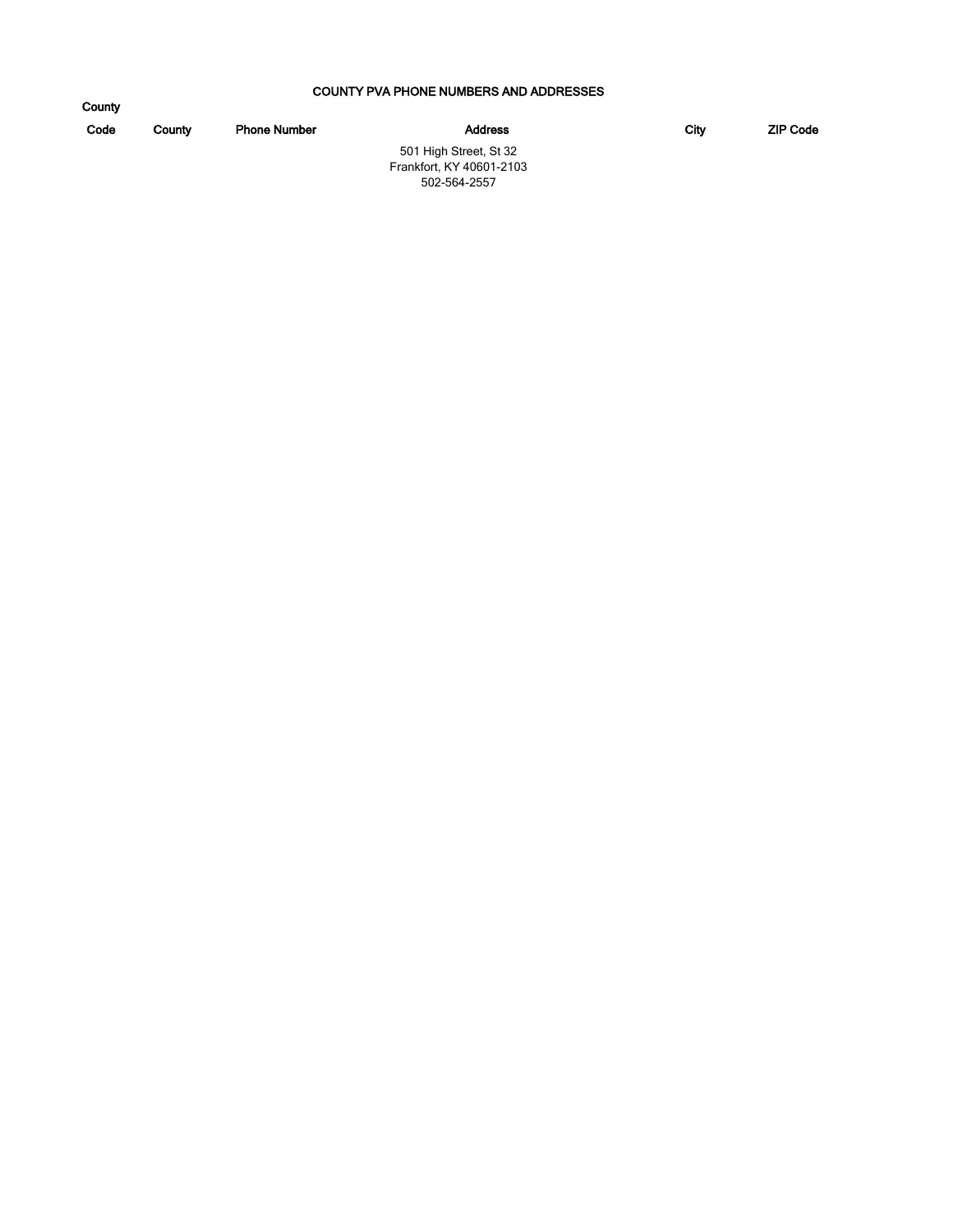# COUNTY PVA PHONE NUMBERS AND ADDRESSES

| County Code | County | Phone Number | Address | City | ZIP Code |
|---|---|---|---|---|---|

501 High Street, St 32
Frankfort, KY 40601-2103
502-564-2557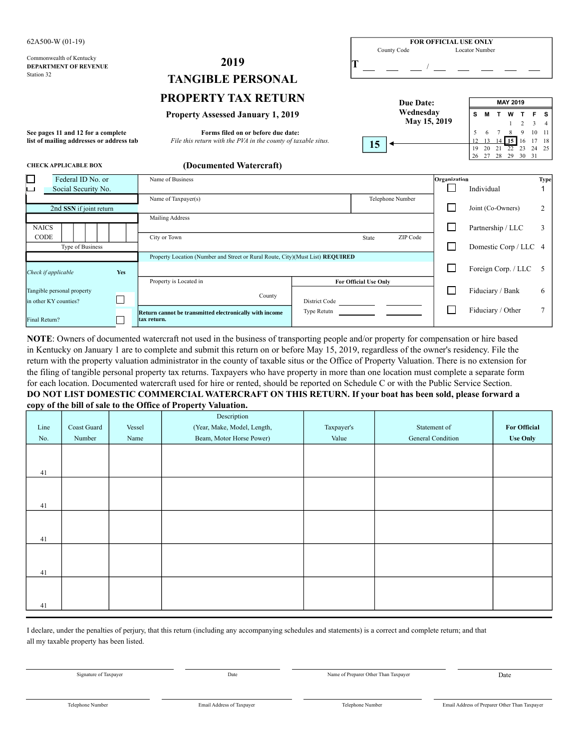62A500-W (01-19)

Commonwealth of Kentucky
**DEPARTMENT OF REVENUE**
Station 32

# 2019 TANGIBLE PERSONAL PROPERTY TAX RETURN

**Property Assessed January 1, 2019**

| FOR OFFICIAL USE ONLY | |
|---|---|
| County Code | Locator Number |
| T ___ ___ ___ / | ___ ___ ___ ___ ___ |

**Due Date: Wednesday May 15, 2019**

**15**

| MAY 2019 | | | | | | |
|---|---|---|---|---|---|---|
| S | M | T | W | T | F | S |
| | | | 1 | 2 | 3 | 4 |
| 5 | 6 | 7 | 8 | 9 | 10 | 11 |
| 12 | 13 | 14 | **15** | 16 | 17 | 18 |
| 19 | 20 | 21 | 22 | 23 | 24 | 25 |
| 26 | 27 | 28 | 29 | 30 | 31 | |

**See pages 11 and 12 for a complete list of mailing addresses or address tab**

**Forms filed on or before due date:**
*File this return with the PVA in the county of taxable situs.*

**CHECK APPLICABLE BOX**

## (Documented Watercraft)

| | | | Organization | Type |
|---|---|---|---|---|
| ☐ Federal ID No. or ☐ Social Security No. | Name of Business | | ☐ Individual | 1 |
| 2nd **SSN** if joint return | Name of Taxpayer(s) | Telephone Number | ☐ Joint (Co-Owners) | 2 |
| NAICS CODE | Mailing Address | | ☐ Partnership / LLC | 3 |
| Type of Business | City or Town | State ZIP Code | ☐ Domestic Corp / LLC | 4 |
| | Property Location (Number and Street or Rural Route, City)(Must List) **REQUIRED** | | ☐ Foreign Corp. / LLC | 5 |
| *Check if applicable* **Yes** | Property is Located in County | **For Official Use Only** District Code ______ ______ | ☐ Fiduciary / Bank | 6 |
| Tangible personal property in other KY counties? ☐ | | Type Retutn ______ ______ | ☐ Fiduciary / Other | 7 |
| Final Return? ☐ | **Return cannot be transmitted electronically with income tax return.** | | | |

**NOTE**: Owners of documented watercraft not used in the business of transporting people and/or property for compensation or hire based in Kentucky on January 1 are to complete and submit this return on or before May 15, 2019, regardless of the owner's residency. File the return with the property valuation administrator in the county of taxable situs or the Office of Property Valuation. There is no extension for the filing of tangible personal property tax returns. Taxpayers who have property in more than one location must complete a separate form for each location. Documented watercraft used for hire or rented, should be reported on Schedule C or with the Public Service Section. **DO NOT LIST DOMESTIC COMMERCIAL WATERCRAFT ON THIS RETURN. If your boat has been sold, please forward a copy of the bill of sale to the Office of Property Valuation.**

| Line No. | Coast Guard Number | Vessel Name | Description (Year, Make, Model, Length, Beam, Motor Horse Power) | Taxpayer's Value | Statement of General Condition | **For Official Use Only** |
|---|---|---|---|---|---|---|
| 41 | | | | | | |
| 41 | | | | | | |
| 41 | | | | | | |
| 41 | | | | | | |
| 41 | | | | | | |

I declare, under the penalties of perjury, that this return (including any accompanying schedules and statements) is a correct and complete return; and that all my taxable property has been listed.

| Signature of Taxpayer | Date | Name of Preparer Other Than Taxpayer | Date |
|---|---|---|---|
| Telephone Number | Email Address of Taxpayer | Telephone Number | Email Address of Preparer Other Than Taxpayer |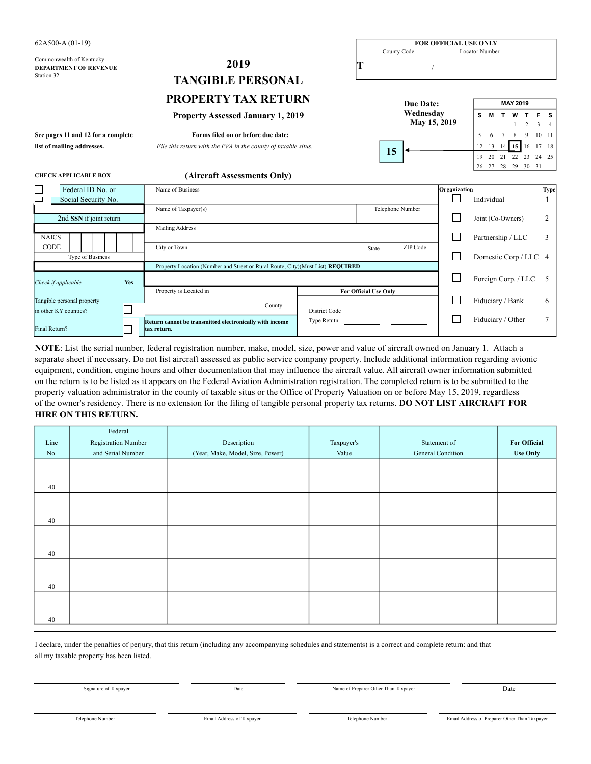62A500-A (01-19)

Commonwealth of Kentucky
**DEPARTMENT OF REVENUE**
Station 32

# 2019 TANGIBLE PERSONAL PROPERTY TAX RETURN

**Property Assessed January 1, 2019**

| FOR OFFICIAL USE ONLY | |
|---|---|
| County Code | Locator Number |
| T __ __ __ / | __ __ __ __ __ |

**Due Date: Wednesday May 15, 2019**

| MAY 2019 | | | | | | |
|---|---|---|---|---|---|---|
| S | M | T | W | T | F | S |
| | | | 1 | 2 | 3 | 4 |
| 5 | 6 | 7 | 8 | 9 | 10 | 11 |
| 12 | 13 | 14 | **15** | 16 | 17 | 18 |
| 19 | 20 | 21 | 22 | 23 | 24 | 25 |
| 26 | 27 | 28 | 29 | 30 | 31 | |

**15**

**See pages 11 and 12 for a complete list of mailing addresses.**

**Forms filed on or before due date:**
*File this return with the PVA in the county of taxable situs.*

**CHECK APPLICABLE BOX**

**(Aircraft Assessments Only)**

| | | | |
|---|---|---|---|
| ☐ Federal ID No. or ☐ Social Security No. | Name of Business | | **Organization** / **Type** |
| 2nd **SSN** if joint return | Name of Taxpayer(s) | Telephone Number | ☐ Individual 1 |
| NAICS CODE | Mailing Address | | ☐ Joint (Co-Owners) 2 |
| Type of Business | City or Town | State / ZIP Code | ☐ Partnership / LLC 3 |
| | Property Location (Number and Street or Rural Route, City)(Must List) **REQUIRED** | | ☐ Domestic Corp / LLC 4 |
| *Check if applicable* **Yes** | | | ☐ Foreign Corp. / LLC 5 |
| Tangible personal property in other KY counties? ☐ | Property is Located in ____ County | **For Official Use Only** District Code ____ ____ | ☐ Fiduciary / Bank 6 |
| Final Return? ☐ | **Return cannot be transmitted electronically with income tax return.** | Type Retutn ____ ____ | ☐ Fiduciary / Other 7 |

**NOTE**: List the serial number, federal registration number, make, model, size, power and value of aircraft owned on January 1. Attach a separate sheet if necessary. Do not list aircraft assessed as public service company property. Include additional information regarding avionic equipment, condition, engine hours and other documentation that may influence the aircraft value. All aircraft owner information submitted on the return is to be listed as it appears on the Federal Aviation Administration registration. The completed return is to be submitted to the property valuation administrator in the county of taxable situs or the Office of Property Valuation on or before May 15, 2019, regardless of the owner's residency. There is no extension for the filing of tangible personal property tax returns. **DO NOT LIST AIRCRAFT FOR HIRE ON THIS RETURN.**

| Line No. | Federal Registration Number and Serial Number | Description (Year, Make, Model, Size, Power) | Taxpayer's Value | Statement of General Condition | **For Official Use Only** |
|---|---|---|---|---|---|
| 40 | | | | | |
| 40 | | | | | |
| 40 | | | | | |
| 40 | | | | | |
| 40 | | | | | |

I declare, under the penalties of perjury, that this return (including any accompanying schedules and statements) is a correct and complete return: and that all my taxable property has been listed.

| | | | |
|---|---|---|---|
| Signature of Taxpayer | Date | Name of Preparer Other Than Taxpayer | Date |
| Telephone Number | Email Address of Taxpayer | Telephone Number | Email Address of Preparer Other Than Taxpayer |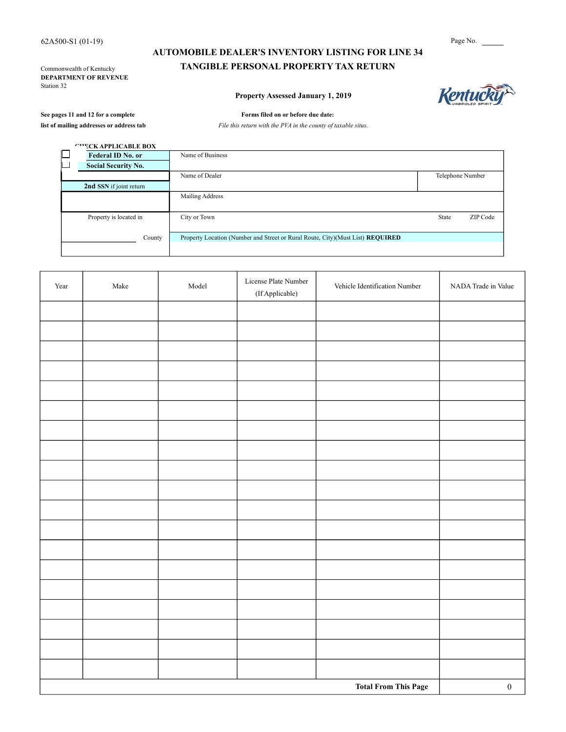62A500-S1 (01-19)

Page No. ______

## AUTOMOBILE DEALER'S INVENTORY LISTING FOR LINE 34
## TANGIBLE PERSONAL PROPERTY TAX RETURN

Commonwealth of Kentucky
**DEPARTMENT OF REVENUE**
Station 32

**Property Assessed January 1, 2019**

**See pages 11 and 12 for a complete list of mailing addresses or address tab**

**Forms filed on or before due date:**
*File this return with the PVA in the county of taxable situs.*

**CHECK APPLICABLE BOX**

| | | |
|---|---|---|
| ☐ **Federal ID No. or** ☐ **Social Security No.** | Name of Business | |
| **2nd SSN** if joint return | Name of Dealer | Telephone Number |
| | Mailing Address | |
| Property is located in | City or Town | State ZIP Code |
| ______ County | Property Location (Number and Street or Rural Route, City)(Must List) **REQUIRED** | |

| Year | Make | Model | License Plate Number (If Applicable) | Vehicle Identification Number | NADA Trade in Value |
|---|---|---|---|---|---|
| | | | | | |
| | | | | | |
| | | | | | |
| | | | | | |
| | | | | | |
| | | | | | |
| | | | | | |
| | | | | | |
| | | | | | |
| | | | | | |
| | | | | | |
| | | | | | |
| | | | | | |
| | | | | | |
| | | | | | |
| | | | | | |
| | | | | | |
| | | | | | |
| | | | | | |
| | | | | **Total From This Page** | 0 |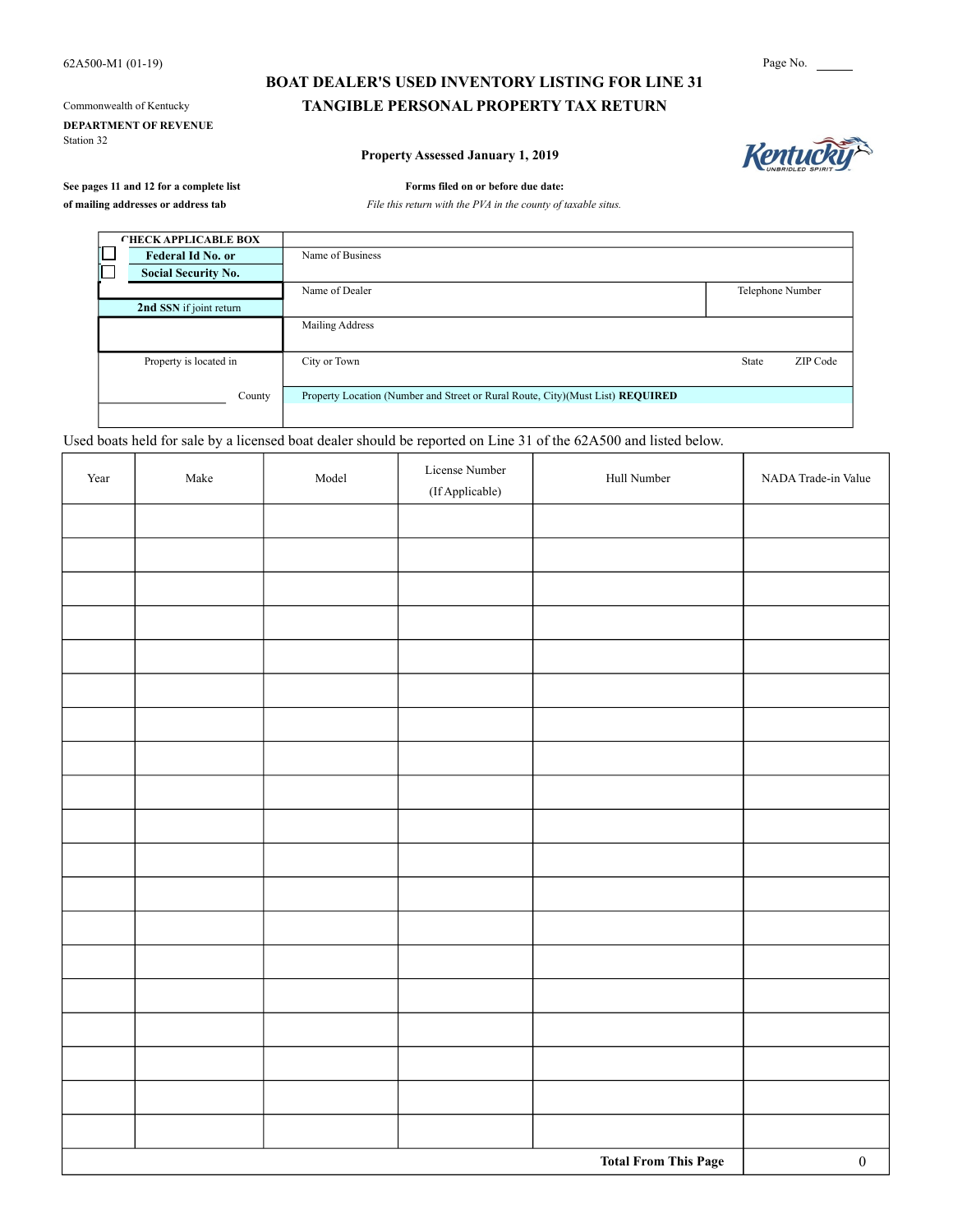62A500-M1 (01-19)

Page No. ______

# BOAT DEALER'S USED INVENTORY LISTING FOR LINE 31
# TANGIBLE PERSONAL PROPERTY TAX RETURN

Commonwealth of Kentucky

**DEPARTMENT OF REVENUE**

Station 32

**Property Assessed January 1, 2019**

**See pages 11 and 12 for a complete list of mailing addresses or address tab**

**Forms filed on or before due date:**

*File this return with the PVA in the county of taxable situs.*

| CHECK APPLICABLE BOX | | |
|---|---|---|
| ☐ **Federal Id No. or** ☐ **Social Security No.** | Name of Business | |
| | Name of Dealer | Telephone Number |
| **2nd SSN** if joint return | Mailing Address | |
| Property is located in | City or Town | State ZIP Code |
| ______________ County | Property Location (Number and Street or Rural Route, City)(Must List) **REQUIRED** | |

Used boats held for sale by a licensed boat dealer should be reported on Line 31 of the 62A500 and listed below.

| Year | Make | Model | License Number (If Applicable) | Hull Number | NADA Trade-in Value |
|---|---|---|---|---|---|
| | | | | | |
| | | | | | |
| | | | | | |
| | | | | | |
| | | | | | |
| | | | | | |
| | | | | | |
| | | | | | |
| | | | | | |
| | | | | | |
| | | | | | |
| | | | | | |
| | | | | | |
| | | | | | |
| | | | | | |
| | | | | | |
| | | | | | |
| | | | | | |
| | | | | | |
| | | | | **Total From This Page** | 0 |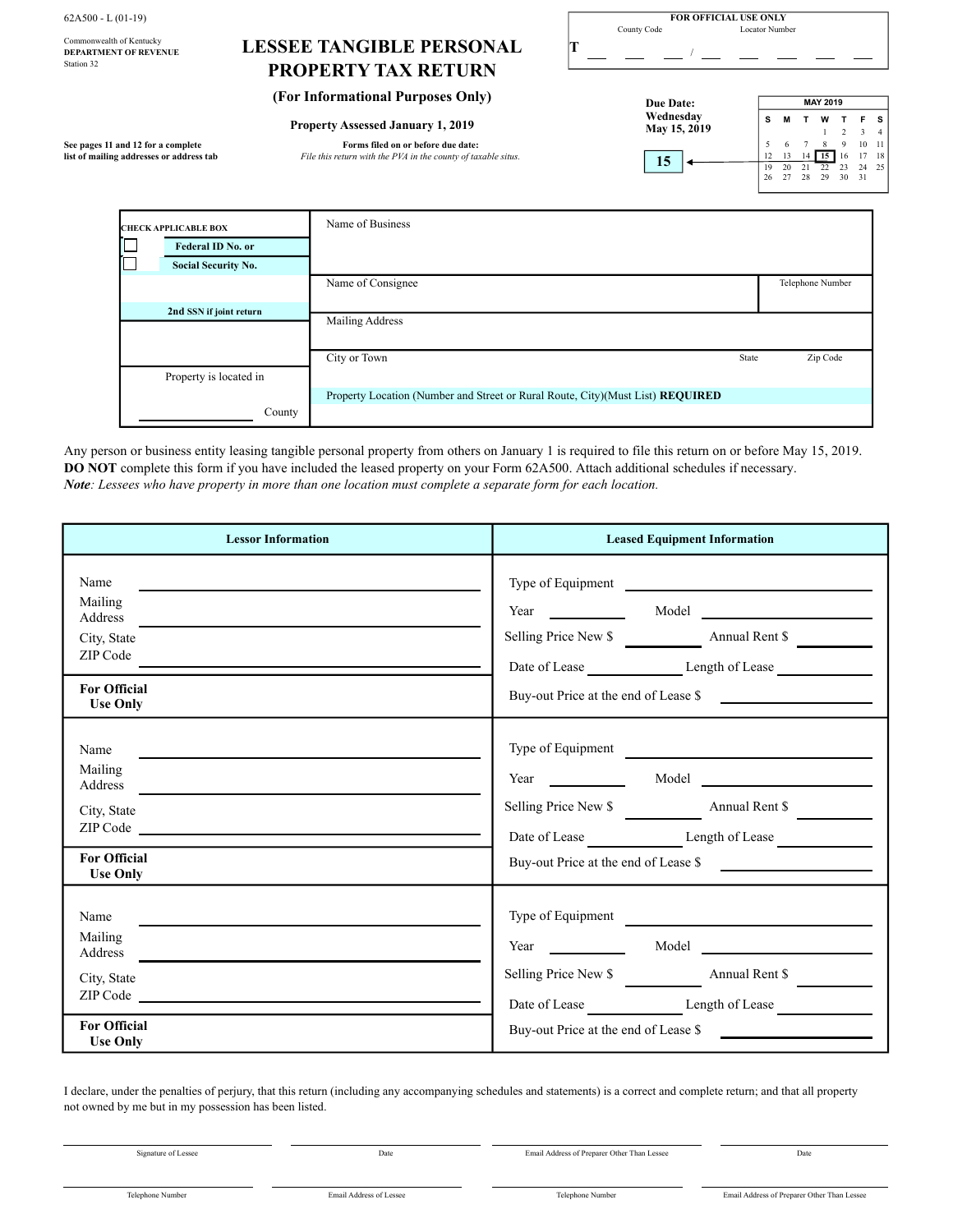62A500 - L (01-19)

Commonwealth of Kentucky
**DEPARTMENT OF REVENUE**
Station 32

# LESSEE TANGIBLE PERSONAL PROPERTY TAX RETURN

**(For Informational Purposes Only)**

**Property Assessed January 1, 2019**

| FOR OFFICIAL USE ONLY | |
|---|---|
| County Code | Locator Number |
| T ___ ___ ___ / | ___ ___ ___ ___ ___ |

**Due Date: Wednesday May 15, 2019**

**15**

| MAY 2019 | | | | | | |
|---|---|---|---|---|---|---|
| S | M | T | W | T | F | S |
| | | | 1 | 2 | 3 | 4 |
| 5 | 6 | 7 | 8 | 9 | 10 | 11 |
| 12 | 13 | 14 | **15** | 16 | 17 | 18 |
| 19 | 20 | 21 | 22 | 23 | 24 | 25 |
| 26 | 27 | 28 | 29 | 30 | 31 | |

**See pages 11 and 12 for a complete list of mailing addresses or address tab**

**Forms filed on or before due date:**
*File this return with the PVA in the county of taxable situs.*

| CHECK APPLICABLE BOX | |
|---|---|
| ☐ Federal ID No. or ☐ Social Security No. | Name of Business |
| | Name of Consignee — Telephone Number |
| 2nd SSN if joint return | Mailing Address |
| | City or Town — State — Zip Code |
| Property is located in ______ County | Property Location (Number and Street or Rural Route, City)(Must List) **REQUIRED** |

Any person or business entity leasing tangible personal property from others on January 1 is required to file this return on or before May 15, 2019. **DO NOT** complete this form if you have included the leased property on your Form 62A500. Attach additional schedules if necessary.
***Note****: Lessees who have property in more than one location must complete a separate form for each location.*

| Lessor Information | Leased Equipment Information |
|---|---|
| Name ______ <br> Mailing Address ______ <br> City, State ZIP Code ______ | Type of Equipment ______ <br> Year ______ Model ______ <br> Selling Price New $ ______ Annual Rent $ ______ <br> Date of Lease ______ Length of Lease ______ |
| **For Official Use Only** | Buy-out Price at the end of Lease $ ______ |
| Name ______ <br> Mailing Address ______ <br> City, State ZIP Code ______ | Type of Equipment ______ <br> Year ______ Model ______ <br> Selling Price New $ ______ Annual Rent $ ______ <br> Date of Lease ______ Length of Lease ______ |
| **For Official Use Only** | Buy-out Price at the end of Lease $ ______ |
| Name ______ <br> Mailing Address ______ <br> City, State ZIP Code ______ | Type of Equipment ______ <br> Year ______ Model ______ <br> Selling Price New $ ______ Annual Rent $ ______ <br> Date of Lease ______ Length of Lease ______ |
| **For Official Use Only** | Buy-out Price at the end of Lease $ ______ |

I declare, under the penalties of perjury, that this return (including any accompanying schedules and statements) is a correct and complete return; and that all property not owned by me but in my possession has been listed.

| Signature of Lessee | Date | Email Address of Preparer Other Than Lessee | Date |
|---|---|---|---|
| Telephone Number | Email Address of Lessee | Telephone Number | Email Address of Preparer Other Than Lessee |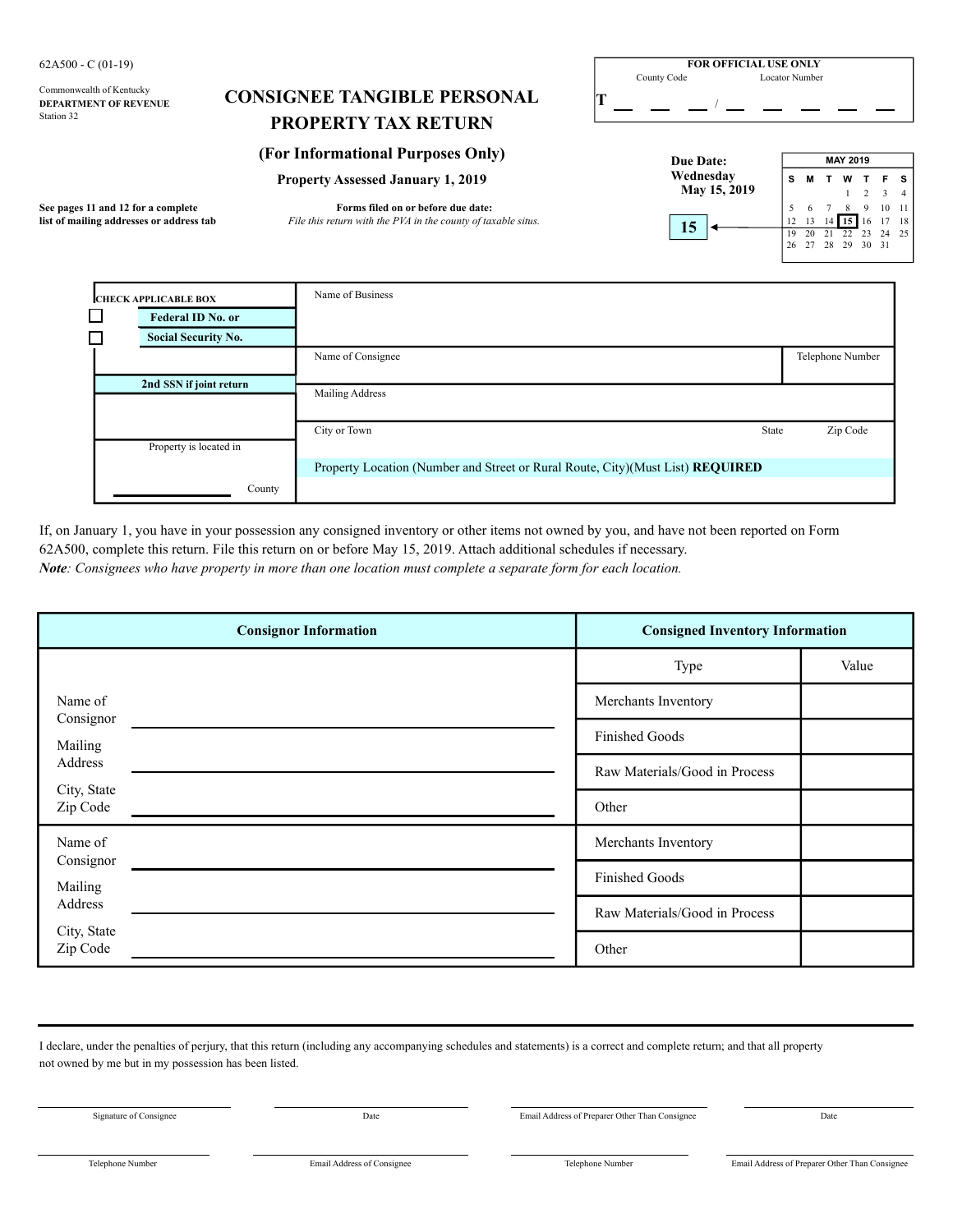62A500 - C (01-19)

Commonwealth of Kentucky
**DEPARTMENT OF REVENUE**
Station 32

# CONSIGNEE TANGIBLE PERSONAL PROPERTY TAX RETURN

## (For Informational Purposes Only)

**Property Assessed January 1, 2019**

**FOR OFFICIAL USE ONLY**

County Code / Locator Number

T __ __ __ / __ __ __ __ __

**Due Date:**
**Wednesday**
**May 15, 2019**

**15**

| S | M | T | W | T | F | S |
|---|---|---|---|---|---|---|
| | | | 1 | 2 | 3 | 4 |
| 5 | 6 | 7 | 8 | 9 | 10 | 11 |
| 12 | 13 | 14 | **15** | 16 | 17 | 18 |
| 19 | 20 | 21 | 22 | 23 | 24 | 25 |
| 26 | 27 | 28 | 29 | 30 | 31 | |

MAY 2019

**See pages 11 and 12 for a complete list of mailing addresses or address tab**

**Forms filed on or before due date:**
*File this return with the PVA in the county of taxable situs.*

| CHECK APPLICABLE BOX | |
|---|---|
| ☐ **Federal ID No. or** | Name of Business |
| ☐ **Social Security No.** | |
| | Name of Consignee / Telephone Number |
| **2nd SSN if joint return** | Mailing Address |
| | City or Town / State / Zip Code |
| Property is located in ________ County | Property Location (Number and Street or Rural Route, City)(Must List) **REQUIRED** |

If, on January 1, you have in your possession any consigned inventory or other items not owned by you, and have not been reported on Form 62A500, complete this return. File this return on or before May 15, 2019. Attach additional schedules if necessary.

***Note**: Consignees who have property in more than one location must complete a separate form for each location.*

| Consignor Information | Consigned Inventory Information | |
|---|---|---|
| | Type | Value |
| Name of Consignor ________ | Merchants Inventory | |
| Mailing Address ________ | Finished Goods | |
| City, State Zip Code ________ | Raw Materials/Good in Process | |
| | Other | |
| Name of Consignor ________ | Merchants Inventory | |
| Mailing Address ________ | Finished Goods | |
| City, State Zip Code ________ | Raw Materials/Good in Process | |
| | Other | |

I declare, under the penalties of perjury, that this return (including any accompanying schedules and statements) is a correct and complete return; and that all property not owned by me but in my possession has been listed.

________ Signature of Consignee ________ Date ________ Email Address of Preparer Other Than Consignee ________ Date

________ Telephone Number ________ Email Address of Consignee ________ Telephone Number ________ Email Address of Preparer Other Than Consignee